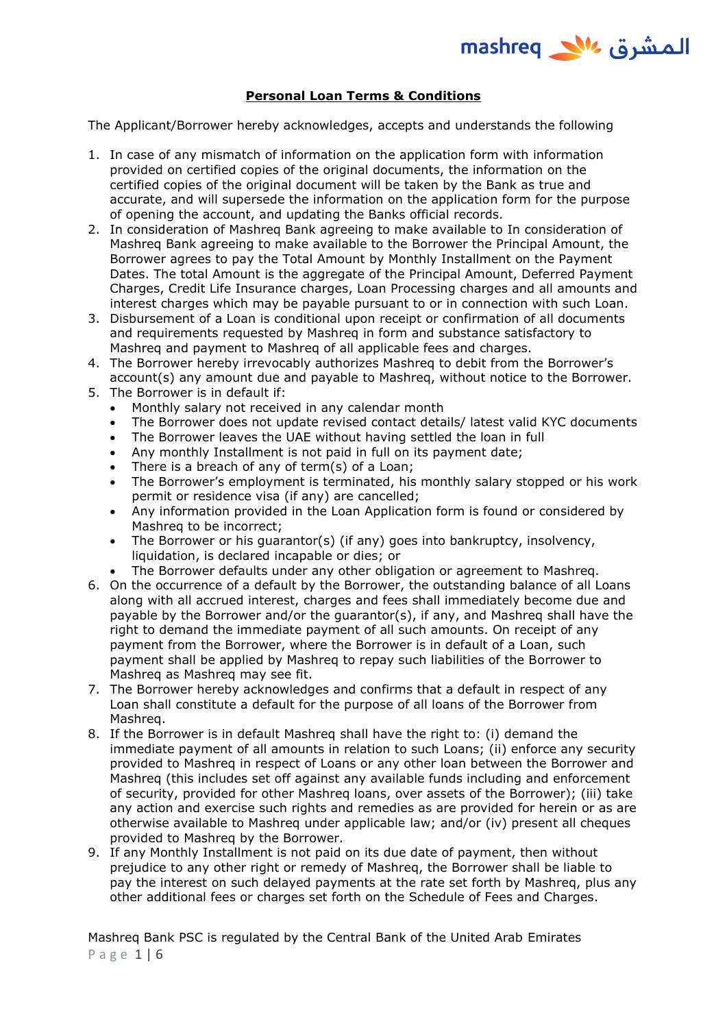**Personal Loan Terms & Conditions**

The Applicant/Borrower hereby acknowledges, accepts and understands the following

1. In case of any mismatch of information on the application form with information provided on certified copies of the original documents, the information on the certified copies of the original document will be taken by the Bank as true and accurate, and will supersede the information on the application form for the purpose of opening the account, and updating the Banks official records.
2. In consideration of Mashreq Bank agreeing to make available to In consideration of Mashreq Bank agreeing to make available to the Borrower the Principal Amount, the Borrower agrees to pay the Total Amount by Monthly Installment on the Payment Dates. The total Amount is the aggregate of the Principal Amount, Deferred Payment Charges, Credit Life Insurance charges, Loan Processing charges and all amounts and interest charges which may be payable pursuant to or in connection with such Loan.
3. Disbursement of a Loan is conditional upon receipt or confirmation of all documents and requirements requested by Mashreq in form and substance satisfactory to Mashreq and payment to Mashreq of all applicable fees and charges.
4. The Borrower hereby irrevocably authorizes Mashreq to debit from the Borrower's account(s) any amount due and payable to Mashreq, without notice to the Borrower.
5. The Borrower is in default if:
   - Monthly salary not received in any calendar month
   - The Borrower does not update revised contact details/ latest valid KYC documents
   - The Borrower leaves the UAE without having settled the loan in full
   - Any monthly Installment is not paid in full on its payment date;
   - There is a breach of any of term(s) of a Loan;
   - The Borrower's employment is terminated, his monthly salary stopped or his work permit or residence visa (if any) are cancelled;
   - Any information provided in the Loan Application form is found or considered by Mashreq to be incorrect;
   - The Borrower or his guarantor(s) (if any) goes into bankruptcy, insolvency, liquidation, is declared incapable or dies; or
   - The Borrower defaults under any other obligation or agreement to Mashreq.
6. On the occurrence of a default by the Borrower, the outstanding balance of all Loans along with all accrued interest, charges and fees shall immediately become due and payable by the Borrower and/or the guarantor(s), if any, and Mashreq shall have the right to demand the immediate payment of all such amounts. On receipt of any payment from the Borrower, where the Borrower is in default of a Loan, such payment shall be applied by Mashreq to repay such liabilities of the Borrower to Mashreq as Mashreq may see fit.
7. The Borrower hereby acknowledges and confirms that a default in respect of any Loan shall constitute a default for the purpose of all loans of the Borrower from Mashreq.
8. If the Borrower is in default Mashreq shall have the right to: (i) demand the immediate payment of all amounts in relation to such Loans; (ii) enforce any security provided to Mashreq in respect of Loans or any other loan between the Borrower and Mashreq (this includes set off against any available funds including and enforcement of security, provided for other Mashreq loans, over assets of the Borrower); (iii) take any action and exercise such rights and remedies as are provided for herein or as are otherwise available to Mashreq under applicable law; and/or (iv) present all cheques provided to Mashreq by the Borrower.
9. If any Monthly Installment is not paid on its due date of payment, then without prejudice to any other right or remedy of Mashreq, the Borrower shall be liable to pay the interest on such delayed payments at the rate set forth by Mashreq, plus any other additional fees or charges set forth on the Schedule of Fees and Charges.

Mashreq Bank PSC is regulated by the Central Bank of the United Arab Emirates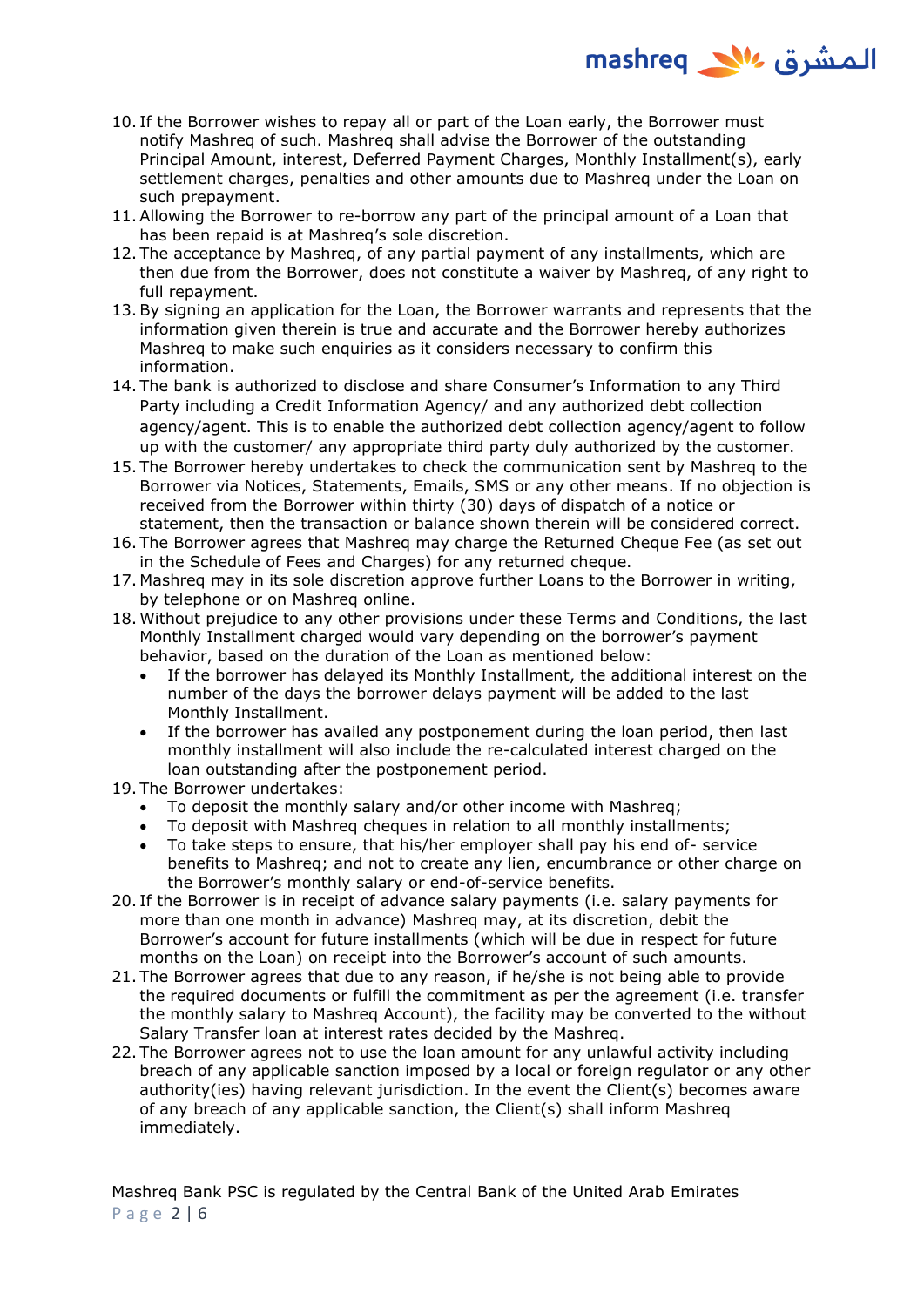10. If the Borrower wishes to repay all or part of the Loan early, the Borrower must notify Mashreq of such. Mashreq shall advise the Borrower of the outstanding Principal Amount, interest, Deferred Payment Charges, Monthly Installment(s), early settlement charges, penalties and other amounts due to Mashreq under the Loan on such prepayment.
11. Allowing the Borrower to re-borrow any part of the principal amount of a Loan that has been repaid is at Mashreq's sole discretion.
12. The acceptance by Mashreq, of any partial payment of any installments, which are then due from the Borrower, does not constitute a waiver by Mashreq, of any right to full repayment.
13. By signing an application for the Loan, the Borrower warrants and represents that the information given therein is true and accurate and the Borrower hereby authorizes Mashreq to make such enquiries as it considers necessary to confirm this information.
14. The bank is authorized to disclose and share Consumer's Information to any Third Party including a Credit Information Agency/ and any authorized debt collection agency/agent. This is to enable the authorized debt collection agency/agent to follow up with the customer/ any appropriate third party duly authorized by the customer.
15. The Borrower hereby undertakes to check the communication sent by Mashreq to the Borrower via Notices, Statements, Emails, SMS or any other means. If no objection is received from the Borrower within thirty (30) days of dispatch of a notice or statement, then the transaction or balance shown therein will be considered correct.
16. The Borrower agrees that Mashreq may charge the Returned Cheque Fee (as set out in the Schedule of Fees and Charges) for any returned cheque.
17. Mashreq may in its sole discretion approve further Loans to the Borrower in writing, by telephone or on Mashreq online.
18. Without prejudice to any other provisions under these Terms and Conditions, the last Monthly Installment charged would vary depending on the borrower's payment behavior, based on the duration of the Loan as mentioned below:
    - If the borrower has delayed its Monthly Installment, the additional interest on the number of the days the borrower delays payment will be added to the last Monthly Installment.
    - If the borrower has availed any postponement during the loan period, then last monthly installment will also include the re-calculated interest charged on the loan outstanding after the postponement period.
19. The Borrower undertakes:
    - To deposit the monthly salary and/or other income with Mashreq;
    - To deposit with Mashreq cheques in relation to all monthly installments;
    - To take steps to ensure, that his/her employer shall pay his end of- service benefits to Mashreq; and not to create any lien, encumbrance or other charge on the Borrower's monthly salary or end-of-service benefits.
20. If the Borrower is in receipt of advance salary payments (i.e. salary payments for more than one month in advance) Mashreq may, at its discretion, debit the Borrower's account for future installments (which will be due in respect for future months on the Loan) on receipt into the Borrower's account of such amounts.
21. The Borrower agrees that due to any reason, if he/she is not being able to provide the required documents or fulfill the commitment as per the agreement (i.e. transfer the monthly salary to Mashreq Account), the facility may be converted to the without Salary Transfer loan at interest rates decided by the Mashreq.
22. The Borrower agrees not to use the loan amount for any unlawful activity including breach of any applicable sanction imposed by a local or foreign regulator or any other authority(ies) having relevant jurisdiction. In the event the Client(s) becomes aware of any breach of any applicable sanction, the Client(s) shall inform Mashreq immediately.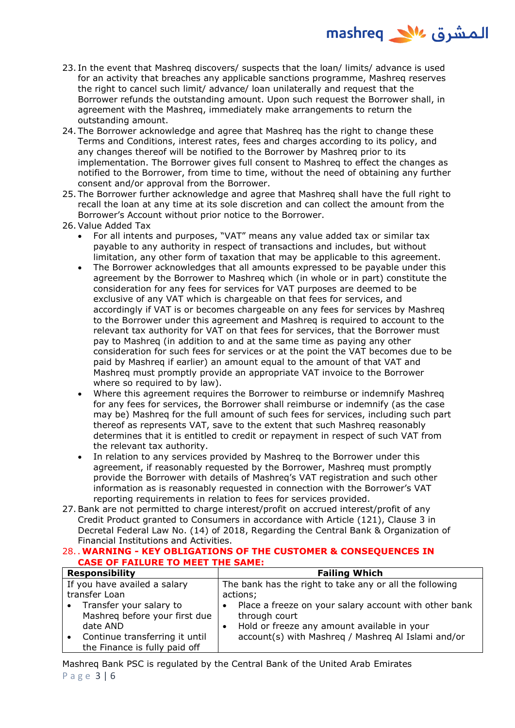23. In the event that Mashreq discovers/ suspects that the loan/ limits/ advance is used for an activity that breaches any applicable sanctions programme, Mashreq reserves the right to cancel such limit/ advance/ loan unilaterally and request that the Borrower refunds the outstanding amount. Upon such request the Borrower shall, in agreement with the Mashreq, immediately make arrangements to return the outstanding amount.
24. The Borrower acknowledge and agree that Mashreq has the right to change these Terms and Conditions, interest rates, fees and charges according to its policy, and any changes thereof will be notified to the Borrower by Mashreq prior to its implementation. The Borrower gives full consent to Mashreq to effect the changes as notified to the Borrower, from time to time, without the need of obtaining any further consent and/or approval from the Borrower.
25. The Borrower further acknowledge and agree that Mashreq shall have the full right to recall the loan at any time at its sole discretion and can collect the amount from the Borrower's Account without prior notice to the Borrower.
26. Value Added Tax
    - For all intents and purposes, "VAT" means any value added tax or similar tax payable to any authority in respect of transactions and includes, but without limitation, any other form of taxation that may be applicable to this agreement.
    - The Borrower acknowledges that all amounts expressed to be payable under this agreement by the Borrower to Mashreq which (in whole or in part) constitute the consideration for any fees for services for VAT purposes are deemed to be exclusive of any VAT which is chargeable on that fees for services, and accordingly if VAT is or becomes chargeable on any fees for services by Mashreq to the Borrower under this agreement and Mashreq is required to account to the relevant tax authority for VAT on that fees for services, that the Borrower must pay to Mashreq (in addition to and at the same time as paying any other consideration for such fees for services or at the point the VAT becomes due to be paid by Mashreq if earlier) an amount equal to the amount of that VAT and Mashreq must promptly provide an appropriate VAT invoice to the Borrower where so required to by law).
    - Where this agreement requires the Borrower to reimburse or indemnify Mashreq for any fees for services, the Borrower shall reimburse or indemnify (as the case may be) Mashreq for the full amount of such fees for services, including such part thereof as represents VAT, save to the extent that such Mashreq reasonably determines that it is entitled to credit or repayment in respect of such VAT from the relevant tax authority.
    - In relation to any services provided by Mashreq to the Borrower under this agreement, if reasonably requested by the Borrower, Mashreq must promptly provide the Borrower with details of Mashreq's VAT registration and such other information as is reasonably requested in connection with the Borrower's VAT reporting requirements in relation to fees for services provided.
27. Bank are not permitted to charge interest/profit on accrued interest/profit of any Credit Product granted to Consumers in accordance with Article (121), Clause 3 in Decretal Federal Law No. (14) of 2018, Regarding the Central Bank & Organization of Financial Institutions and Activities.
28. . **WARNING - KEY OBLIGATIONS OF THE CUSTOMER & CONSEQUENCES IN CASE OF FAILURE TO MEET THE SAME:**

| Responsibility | Failing Which |
|---|---|
| If you have availed a salary transfer Loan<br>• Transfer your salary to Mashreq before your first due date AND<br>• Continue transferring it until the Finance is fully paid off | The bank has the right to take any or all the following actions;<br>• Place a freeze on your salary account with other bank through court<br>• Hold or freeze any amount available in your account(s) with Mashreq / Mashreq Al Islami and/or |

Mashreq Bank PSC is regulated by the Central Bank of the United Arab Emirates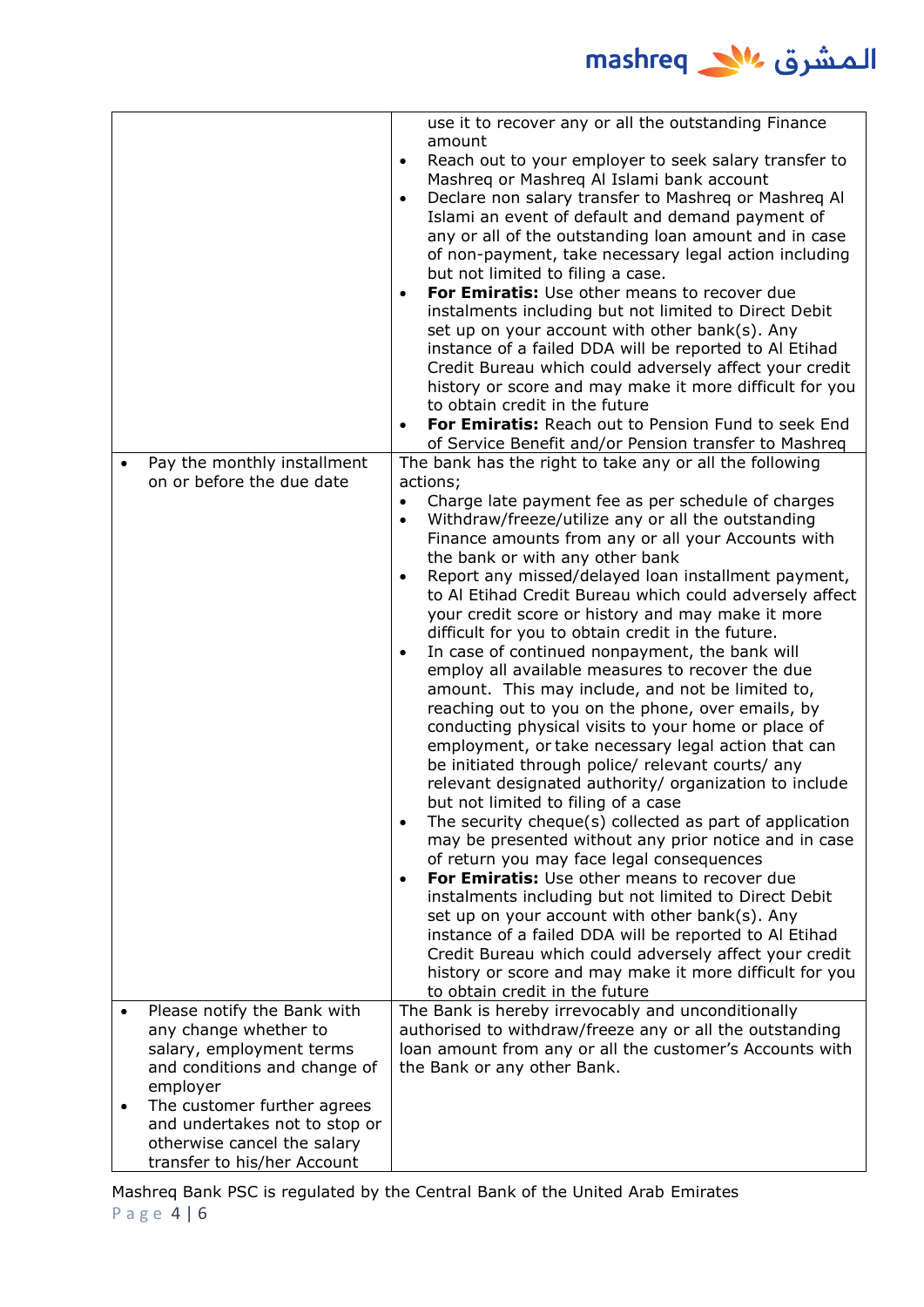| | |
|---|---|
| | use it to recover any or all the outstanding Finance amount<br>• Reach out to your employer to seek salary transfer to Mashreq or Mashreq Al Islami bank account<br>• Declare non salary transfer to Mashreq or Mashreq Al Islami an event of default and demand payment of any or all of the outstanding loan amount and in case of non-payment, take necessary legal action including but not limited to filing a case.<br>• **For Emiratis:** Use other means to recover due instalments including but not limited to Direct Debit set up on your account with other bank(s). Any instance of a failed DDA will be reported to Al Etihad Credit Bureau which could adversely affect your credit history or score and may make it more difficult for you to obtain credit in the future<br>• **For Emiratis:** Reach out to Pension Fund to seek End of Service Benefit and/or Pension transfer to Mashreq |
| • Pay the monthly installment on or before the due date | The bank has the right to take any or all the following actions;<br>• Charge late payment fee as per schedule of charges<br>• Withdraw/freeze/utilize any or all the outstanding Finance amounts from any or all your Accounts with the bank or with any other bank<br>• Report any missed/delayed loan installment payment, to Al Etihad Credit Bureau which could adversely affect your credit score or history and may make it more difficult for you to obtain credit in the future.<br>• In case of continued nonpayment, the bank will employ all available measures to recover the due amount. This may include, and not be limited to, reaching out to you on the phone, over emails, by conducting physical visits to your home or place of employment, or take necessary legal action that can be initiated through police/ relevant courts/ any relevant designated authority/ organization to include but not limited to filing of a case<br>• The security cheque(s) collected as part of application may be presented without any prior notice and in case of return you may face legal consequences<br>• **For Emiratis:** Use other means to recover due instalments including but not limited to Direct Debit set up on your account with other bank(s). Any instance of a failed DDA will be reported to Al Etihad Credit Bureau which could adversely affect your credit history or score and may make it more difficult for you to obtain credit in the future |
| • Please notify the Bank with any change whether to salary, employment terms and conditions and change of employer<br>• The customer further agrees and undertakes not to stop or otherwise cancel the salary transfer to his/her Account | The Bank is hereby irrevocably and unconditionally authorised to withdraw/freeze any or all the outstanding loan amount from any or all the customer's Accounts with the Bank or any other Bank. |

Mashreq Bank PSC is regulated by the Central Bank of the United Arab Emirates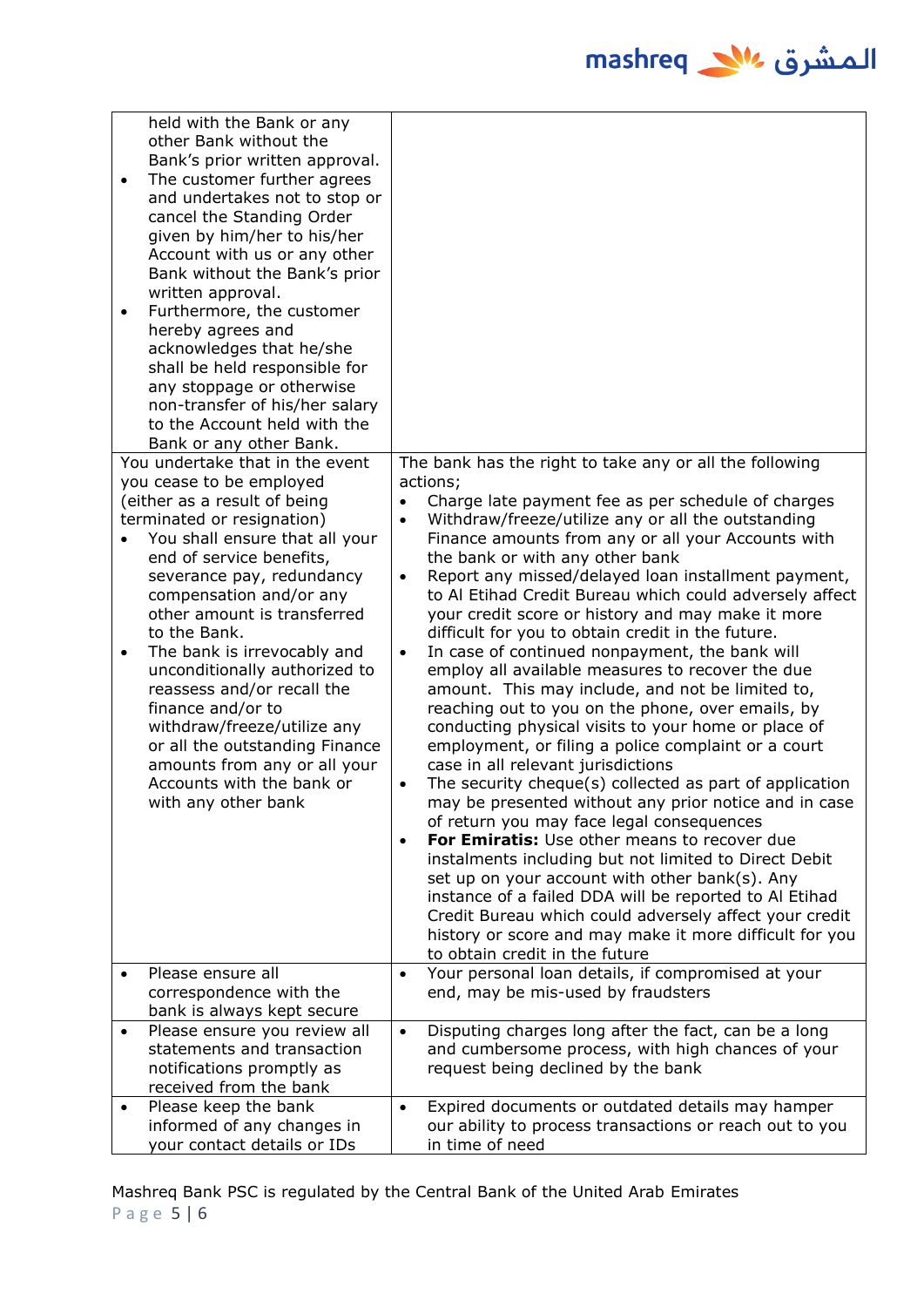| | |
|---|---|
| held with the Bank or any other Bank without the Bank's prior written approval.<br>• The customer further agrees and undertakes not to stop or cancel the Standing Order given by him/her to his/her Account with us or any other Bank without the Bank's prior written approval.<br>• Furthermore, the customer hereby agrees and acknowledges that he/she shall be held responsible for any stoppage or otherwise non-transfer of his/her salary to the Account held with the Bank or any other Bank. | |
| You undertake that in the event you cease to be employed (either as a result of being terminated or resignation)<br>• You shall ensure that all your end of service benefits, severance pay, redundancy compensation and/or any other amount is transferred to the Bank.<br>• The bank is irrevocably and unconditionally authorized to reassess and/or recall the finance and/or to withdraw/freeze/utilize any or all the outstanding Finance amounts from any or all your Accounts with the bank or with any other bank | The bank has the right to take any or all the following actions;<br>• Charge late payment fee as per schedule of charges<br>• Withdraw/freeze/utilize any or all the outstanding Finance amounts from any or all your Accounts with the bank or with any other bank<br>• Report any missed/delayed loan installment payment, to Al Etihad Credit Bureau which could adversely affect your credit score or history and may make it more difficult for you to obtain credit in the future.<br>• In case of continued nonpayment, the bank will employ all available measures to recover the due amount. This may include, and not be limited to, reaching out to you on the phone, over emails, by conducting physical visits to your home or place of employment, or filing a police complaint or a court case in all relevant jurisdictions<br>• The security cheque(s) collected as part of application may be presented without any prior notice and in case of return you may face legal consequences<br>• **For Emiratis:** Use other means to recover due instalments including but not limited to Direct Debit set up on your account with other bank(s). Any instance of a failed DDA will be reported to Al Etihad Credit Bureau which could adversely affect your credit history or score and may make it more difficult for you to obtain credit in the future |
| • Please ensure all correspondence with the bank is always kept secure | • Your personal loan details, if compromised at your end, may be mis-used by fraudsters |
| • Please ensure you review all statements and transaction notifications promptly as received from the bank | • Disputing charges long after the fact, can be a long and cumbersome process, with high chances of your request being declined by the bank |
| • Please keep the bank informed of any changes in your contact details or IDs | • Expired documents or outdated details may hamper our ability to process transactions or reach out to you in time of need |

Mashreq Bank PSC is regulated by the Central Bank of the United Arab Emirates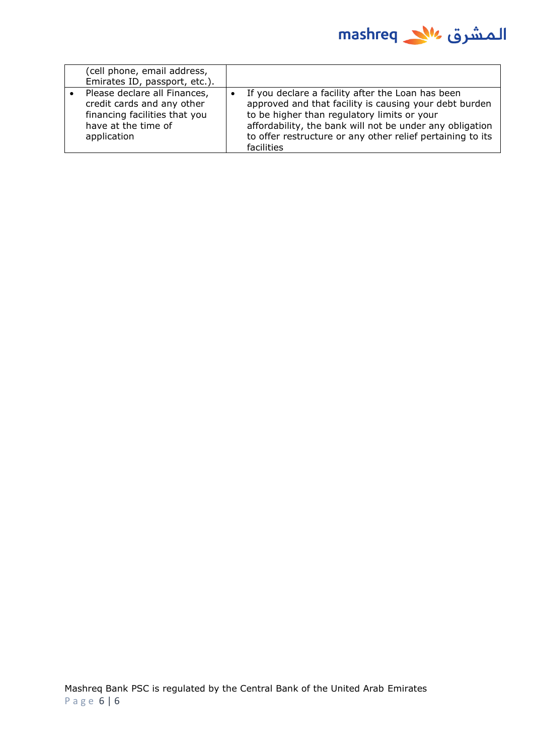| | |
|---|---|
| (cell phone, email address, Emirates ID, passport, etc.). | |
| • Please declare all Finances, credit cards and any other financing facilities that you have at the time of application | • If you declare a facility after the Loan has been approved and that facility is causing your debt burden to be higher than regulatory limits or your affordability, the bank will not be under any obligation to offer restructure or any other relief pertaining to its facilities |

Mashreq Bank PSC is regulated by the Central Bank of the United Arab Emirates